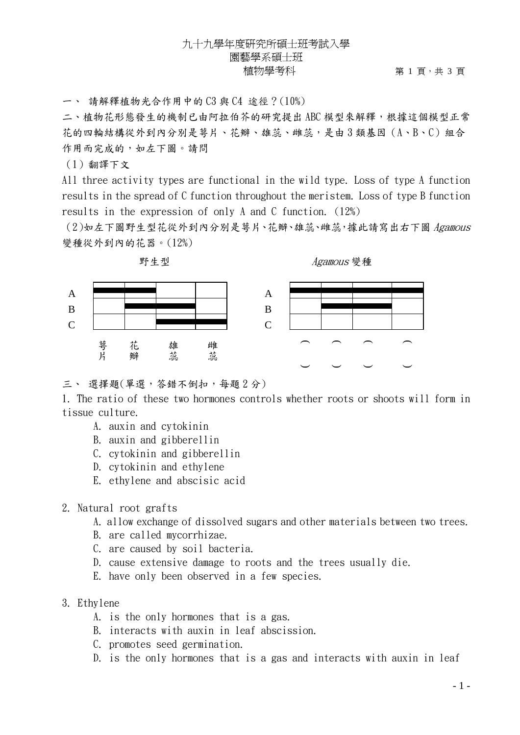九十九學年度研究所碩士班考試入學

園藝學系碩士班

植物學考科

一、 請解釋植物光合作用中的 C3 與 C4 途徑？(10%)

二、植物花形態發生的機制已由阿拉伯芥的研究提出 ABC 模型來解釋，根據這個模型正常花的四輪結構從外到內分別是萼片、花瓣、雄蕊、雌蕊，是由 3 類基因（A、B、C）組合作用而完成的，如左下圖。請問

（1）翻譯下文

All three activity types are functional in the wild type. Loss of type A function results in the spread of C function throughout the meristem. Loss of type B function results in the expression of only A and C function. (12%)

（2)如左下圖野生型花從外到內分別是萼片、花瓣、雄蕊、雌蕊，據此請寫出右下圖 *Agamous* 變種從外到內的花器。(12%)

野生型

| | 萼片 | 花瓣 | 雄蕊 | 雌蕊 |
|---|---|---|---|---|
| A | ▬ | ▬ | | |
| B | | ▬ | ▬ | |
| C | | | ▬ | ▬ |

*Agamous* 變種

| | ( ) | ( ) | ( ) | ( ) |
|---|---|---|---|---|
| A | ▬ | ▬ | ▬ | ▬ |
| B | | ▬ | ▬ | |
| C | | | | |

三、 選擇題(單選，答錯不倒扣，每題 2 分)

1. The ratio of these two hormones controls whether roots or shoots will form in tissue culture.
   - A. auxin and cytokinin
   - B. auxin and gibberellin
   - C. cytokinin and gibberellin
   - D. cytokinin and ethylene
   - E. ethylene and abscisic acid

2. Natural root grafts
   - A. allow exchange of dissolved sugars and other materials between two trees.
   - B. are called mycorrhizae.
   - C. are caused by soil bacteria.
   - D. cause extensive damage to roots and the trees usually die.
   - E. have only been observed in a few species.

3. Ethylene
   - A. is the only hormones that is a gas.
   - B. interacts with auxin in leaf abscission.
   - C. promotes seed germination.
   - D. is the only hormones that is a gas and interacts with auxin in leaf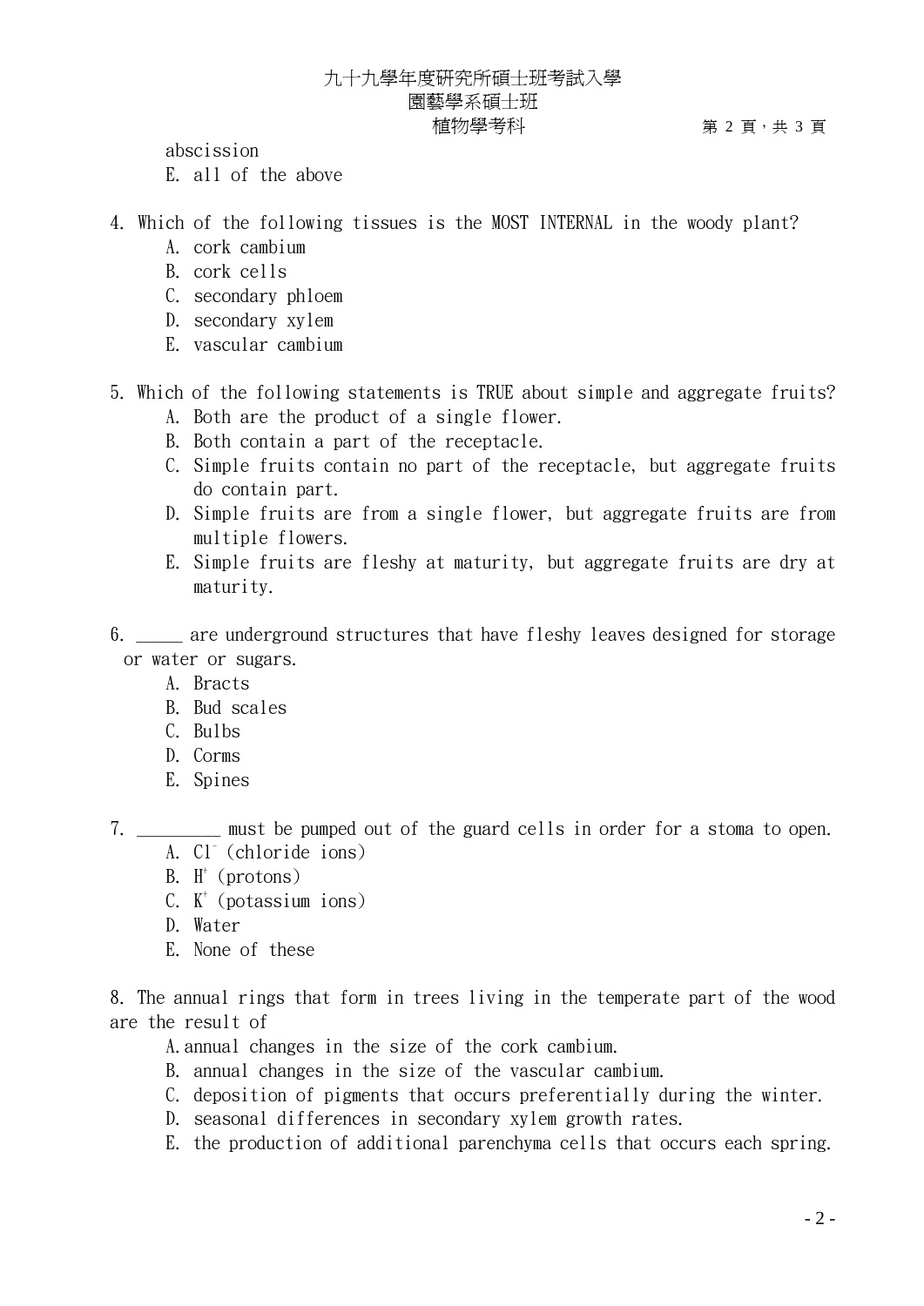abscission
E. all of the above

4. Which of the following tissues is the MOST INTERNAL in the woody plant?
   A. cork cambium
   B. cork cells
   C. secondary phloem
   D. secondary xylem
   E. vascular cambium

5. Which of the following statements is TRUE about simple and aggregate fruits?
   A. Both are the product of a single flower.
   B. Both contain a part of the receptacle.
   C. Simple fruits contain no part of the receptacle, but aggregate fruits do contain part.
   D. Simple fruits are from a single flower, but aggregate fruits are from multiple flowers.
   E. Simple fruits are fleshy at maturity, but aggregate fruits are dry at maturity.

6. _____ are underground structures that have fleshy leaves designed for storage or water or sugars.
   A. Bracts
   B. Bud scales
   C. Bulbs
   D. Corms
   E. Spines

7. _________ must be pumped out of the guard cells in order for a stoma to open.
   A. $Cl^-$ (chloride ions)
   B. $H^+$ (protons)
   C. $K^+$ (potassium ions)
   D. Water
   E. None of these

8. The annual rings that form in trees living in the temperate part of the wood are the result of
   A. annual changes in the size of the cork cambium.
   B. annual changes in the size of the vascular cambium.
   C. deposition of pigments that occurs preferentially during the winter.
   D. seasonal differences in secondary xylem growth rates.
   E. the production of additional parenchyma cells that occurs each spring.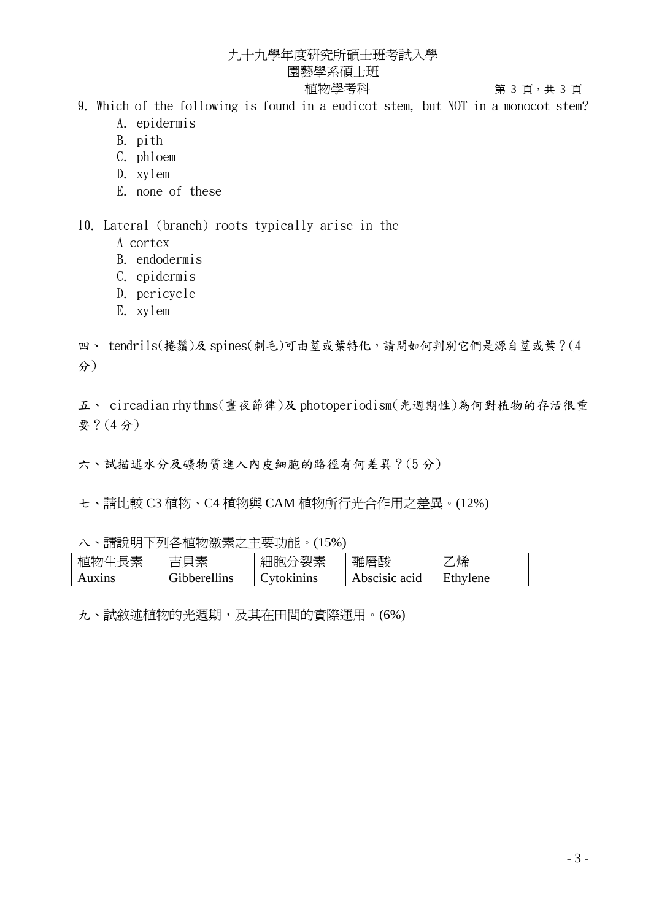9. Which of the following is found in a eudicot stem, but NOT in a monocot stem?
   - A. epidermis
   - B. pith
   - C. phloem
   - D. xylem
   - E. none of these

10. Lateral (branch) roots typically arise in the
   - A cortex
   - B. endodermis
   - C. epidermis
   - D. pericycle
   - E. xylem

四、 tendrils(捲鬚)及 spines(刺毛)可由莖或葉特化，請問如何判別它們是源自莖或葉？(4 分)

五、 circadian rhythms(晝夜節律)及 photoperiodism(光週期性)為何對植物的存活很重要？(4 分)

六、試描述水分及礦物質進入內皮細胞的路徑有何差異？(5 分)

七、請比較 C3 植物、C4 植物與 CAM 植物所行光合作用之差異。(12%)

八、請說明下列各植物激素之主要功能。(15%)

| 植物生長素 | 吉貝素 | 細胞分裂素 | 離層酸 | 乙烯 |
|---|---|---|---|---|
| Auxins | Gibberellins | Cytokinins | Abscisic acid | Ethylene |

九、試敘述植物的光週期，及其在田間的實際運用。(6%)